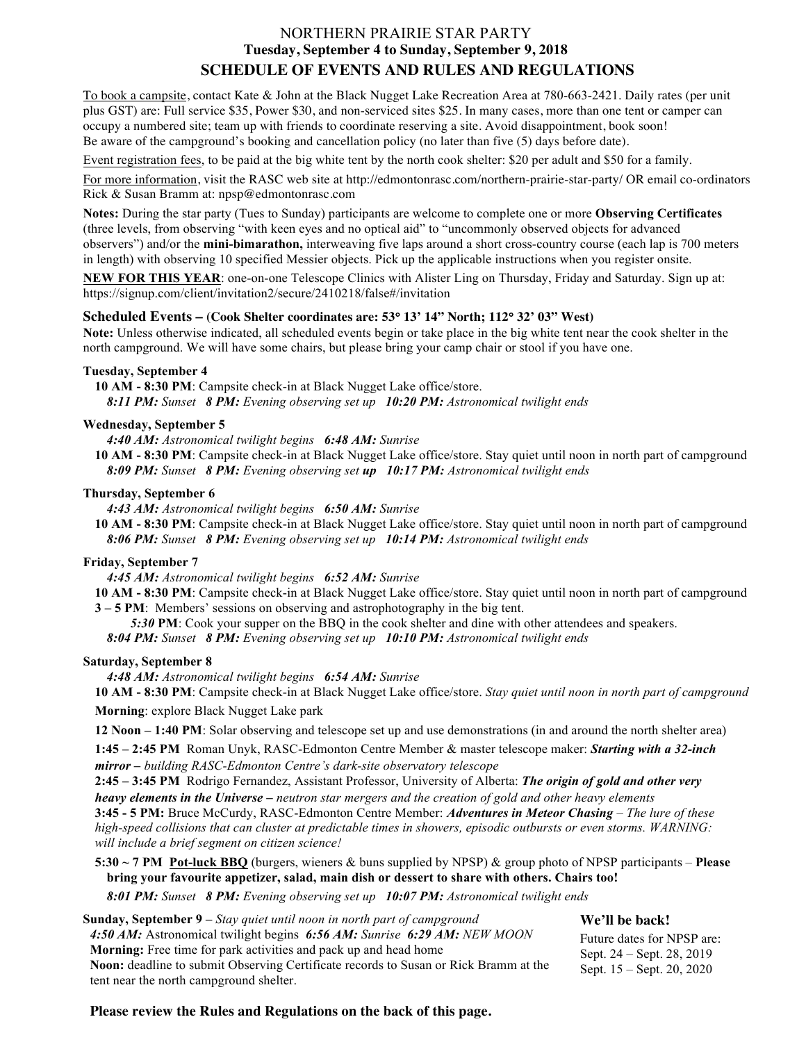# NORTHERN PRAIRIE STAR PARTY

## Tuesday, September 4 to Sunday, September 9, 2018

## SCHEDULE OF EVENTS AND RULES AND REGULATIONS

To book a campsite, contact Kate & John at the Black Nugget Lake Recreation Area at 780-663-2421. Daily rates (per unit plus GST) are: Full service $35, Power $30, and non-serviced sites $25. In many cases, more than one tent or camper can occupy a numbered site; team up with friends to coordinate reserving a site. Avoid disappointment, book soon! Be aware of the campground's booking and cancellation policy (no later than five (5) days before date).

Event registration fees, to be paid at the big white tent by the north cook shelter: $20 per adult and $50 for a family.

For more information, visit the RASC web site at http://edmontonrasc.com/northern-prairie-star-party/ OR email co-ordinators Rick & Susan Bramm at: npsp@edmontonrasc.com

**Notes:** During the star party (Tues to Sunday) participants are welcome to complete one or more **Observing Certificates** (three levels, from observing "with keen eyes and no optical aid" to "uncommonly observed objects for advanced observers") and/or the **mini-bimarathon,** interweaving five laps around a short cross-country course (each lap is 700 meters in length) with observing 10 specified Messier objects. Pick up the applicable instructions when you register onsite.

**NEW FOR THIS YEAR**: one-on-one Telescope Clinics with Alister Ling on Thursday, Friday and Saturday. Sign up at: https://signup.com/client/invitation2/secure/2410218/false#/invitation

### Scheduled Events – (Cook Shelter coordinates are: 53° 13' 14" North; 112° 32' 03" West)

**Note:** Unless otherwise indicated, all scheduled events begin or take place in the big white tent near the cook shelter in the north campground. We will have some chairs, but please bring your camp chair or stool if you have one.

#### Tuesday, September 4

**10 AM - 8:30 PM**: Campsite check-in at Black Nugget Lake office/store.
***8:11 PM:*** *Sunset* ***8 PM:*** *Evening observing set up* ***10:20 PM:*** *Astronomical twilight ends*

#### Wednesday, September 5

***4:40 AM:*** *Astronomical twilight begins* ***6:48 AM:*** *Sunrise*
**10 AM - 8:30 PM**: Campsite check-in at Black Nugget Lake office/store. Stay quiet until noon in north part of campground
***8:09 PM:*** *Sunset* ***8 PM:*** *Evening observing set* ***up*** ***10:17 PM:*** *Astronomical twilight ends*

#### Thursday, September 6

***4:43 AM:*** *Astronomical twilight begins* ***6:50 AM:*** *Sunrise*
**10 AM - 8:30 PM**: Campsite check-in at Black Nugget Lake office/store. Stay quiet until noon in north part of campground
***8:06 PM:*** *Sunset* ***8 PM:*** *Evening observing set up* ***10:14 PM:*** *Astronomical twilight ends*

#### Friday, September 7

***4:45 AM:*** *Astronomical twilight begins* ***6:52 AM:*** *Sunrise*
**10 AM - 8:30 PM**: Campsite check-in at Black Nugget Lake office/store. Stay quiet until noon in north part of campground
**3 – 5 PM**: Members' sessions on observing and astrophotography in the big tent.
***5:30*** **PM**: Cook your supper on the BBQ in the cook shelter and dine with other attendees and speakers.
***8:04 PM:*** *Sunset* ***8 PM:*** *Evening observing set up* ***10:10 PM:*** *Astronomical twilight ends*

#### Saturday, September 8

***4:48 AM:*** *Astronomical twilight begins* ***6:54 AM:*** *Sunrise*
**10 AM - 8:30 PM**: Campsite check-in at Black Nugget Lake office/store. *Stay quiet until noon in north part of campground*

**Morning**: explore Black Nugget Lake park

**12 Noon – 1:40 PM**: Solar observing and telescope set up and use demonstrations (in and around the north shelter area)

**1:45 – 2:45 PM** Roman Unyk, RASC-Edmonton Centre Member & master telescope maker: ***Starting with a 32-inch mirror*** *– building RASC-Edmonton Centre's dark-site observatory telescope*

**2:45 – 3:45 PM** Rodrigo Fernandez, Assistant Professor, University of Alberta: ***The origin of gold and other very heavy elements in the Universe*** *– neutron star mergers and the creation of gold and other heavy elements*

**3:45 - 5 PM:** Bruce McCurdy, RASC-Edmonton Centre Member: ***Adventures in Meteor Chasing*** *– The lure of these high-speed collisions that can cluster at predictable times in showers, episodic outbursts or even storms. WARNING: will include a brief segment on citizen science!*

**5:30 ~ 7 PM** **Pot-luck BBQ** (burgers, wieners & buns supplied by NPSP) & group photo of NPSP participants – **Please bring your favourite appetizer, salad, main dish or dessert to share with others. Chairs too!**
***8:01 PM:*** *Sunset* ***8 PM:*** *Evening observing set up* ***10:07 PM:*** *Astronomical twilight ends*

#### Sunday, September 9 – *Stay quiet until noon in north part of campground*

***4:50 AM:*** Astronomical twilight begins ***6:56 AM:*** *Sunrise* ***6:29 AM:*** *NEW MOON*
**Morning:** Free time for park activities and pack up and head home
**Noon:** deadline to submit Observing Certificate records to Susan or Rick Bramm at the tent near the north campground shelter.

#### We'll be back!

Future dates for NPSP are:
Sept. 24 – Sept. 28, 2019
Sept. 15 – Sept. 20, 2020

**Please review the Rules and Regulations on the back of this page.**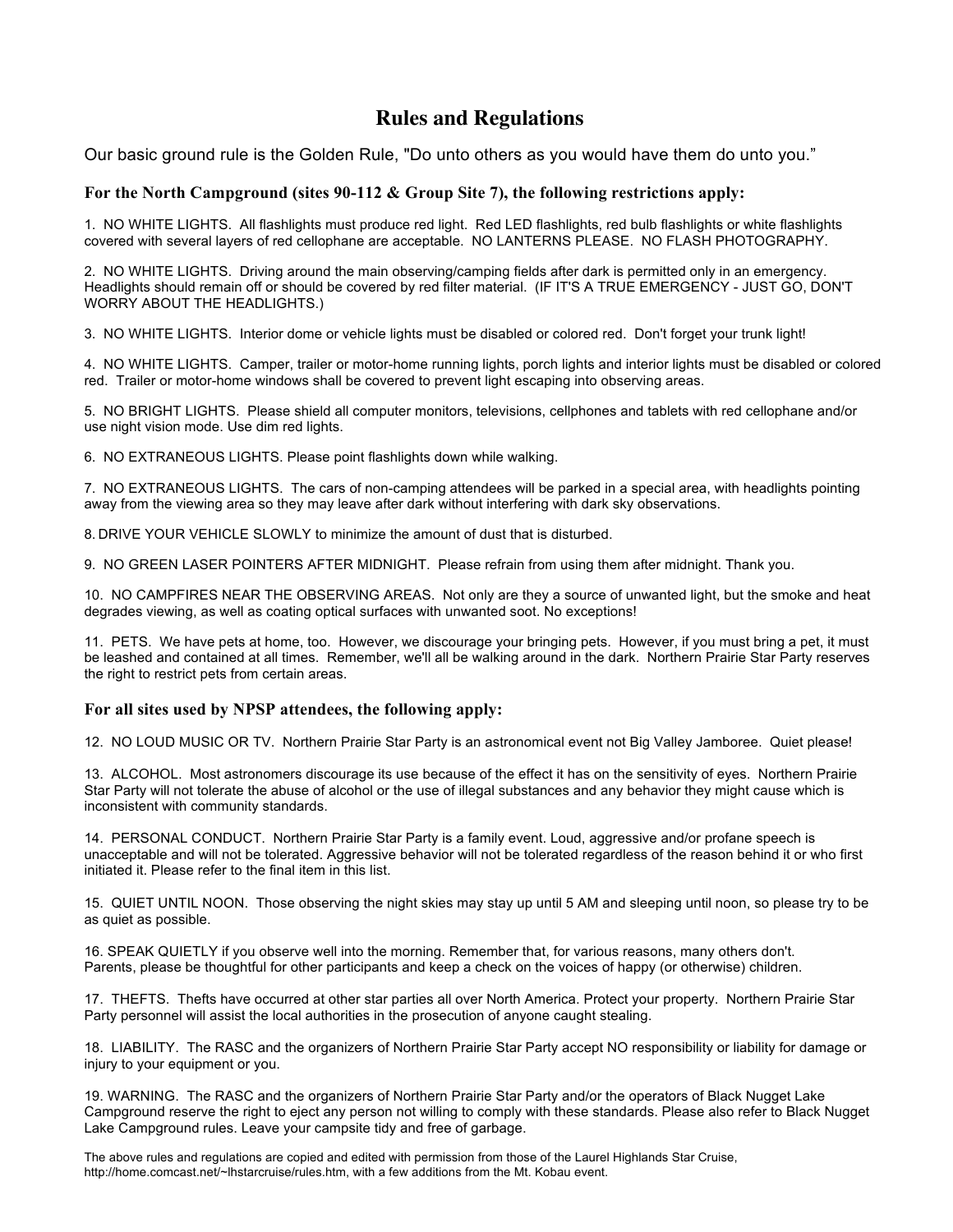# Rules and Regulations

Our basic ground rule is the Golden Rule, "Do unto others as you would have them do unto you."

### For the North Campground (sites 90-112 & Group Site 7), the following restrictions apply:

1. NO WHITE LIGHTS. All flashlights must produce red light. Red LED flashlights, red bulb flashlights or white flashlights covered with several layers of red cellophane are acceptable. NO LANTERNS PLEASE. NO FLASH PHOTOGRAPHY.

2. NO WHITE LIGHTS. Driving around the main observing/camping fields after dark is permitted only in an emergency. Headlights should remain off or should be covered by red filter material. (IF IT'S A TRUE EMERGENCY - JUST GO, DON'T WORRY ABOUT THE HEADLIGHTS.)

3. NO WHITE LIGHTS. Interior dome or vehicle lights must be disabled or colored red. Don't forget your trunk light!

4. NO WHITE LIGHTS. Camper, trailer or motor-home running lights, porch lights and interior lights must be disabled or colored red. Trailer or motor-home windows shall be covered to prevent light escaping into observing areas.

5. NO BRIGHT LIGHTS. Please shield all computer monitors, televisions, cellphones and tablets with red cellophane and/or use night vision mode. Use dim red lights.

6. NO EXTRANEOUS LIGHTS. Please point flashlights down while walking.

7. NO EXTRANEOUS LIGHTS. The cars of non-camping attendees will be parked in a special area, with headlights pointing away from the viewing area so they may leave after dark without interfering with dark sky observations.

8. DRIVE YOUR VEHICLE SLOWLY to minimize the amount of dust that is disturbed.

9. NO GREEN LASER POINTERS AFTER MIDNIGHT. Please refrain from using them after midnight. Thank you.

10. NO CAMPFIRES NEAR THE OBSERVING AREAS. Not only are they a source of unwanted light, but the smoke and heat degrades viewing, as well as coating optical surfaces with unwanted soot. No exceptions!

11. PETS. We have pets at home, too. However, we discourage your bringing pets. However, if you must bring a pet, it must be leashed and contained at all times. Remember, we'll all be walking around in the dark. Northern Prairie Star Party reserves the right to restrict pets from certain areas.

### For all sites used by NPSP attendees, the following apply:

12. NO LOUD MUSIC OR TV. Northern Prairie Star Party is an astronomical event not Big Valley Jamboree. Quiet please!

13. ALCOHOL. Most astronomers discourage its use because of the effect it has on the sensitivity of eyes. Northern Prairie Star Party will not tolerate the abuse of alcohol or the use of illegal substances and any behavior they might cause which is inconsistent with community standards.

14. PERSONAL CONDUCT. Northern Prairie Star Party is a family event. Loud, aggressive and/or profane speech is unacceptable and will not be tolerated. Aggressive behavior will not be tolerated regardless of the reason behind it or who first initiated it. Please refer to the final item in this list.

15. QUIET UNTIL NOON. Those observing the night skies may stay up until 5 AM and sleeping until noon, so please try to be as quiet as possible.

16. SPEAK QUIETLY if you observe well into the morning. Remember that, for various reasons, many others don't. Parents, please be thoughtful for other participants and keep a check on the voices of happy (or otherwise) children.

17. THEFTS. Thefts have occurred at other star parties all over North America. Protect your property. Northern Prairie Star Party personnel will assist the local authorities in the prosecution of anyone caught stealing.

18. LIABILITY. The RASC and the organizers of Northern Prairie Star Party accept NO responsibility or liability for damage or injury to your equipment or you.

19. WARNING. The RASC and the organizers of Northern Prairie Star Party and/or the operators of Black Nugget Lake Campground reserve the right to eject any person not willing to comply with these standards. Please also refer to Black Nugget Lake Campground rules. Leave your campsite tidy and free of garbage.

The above rules and regulations are copied and edited with permission from those of the Laurel Highlands Star Cruise, http://home.comcast.net/~lhstarcruise/rules.htm, with a few additions from the Mt. Kobau event.